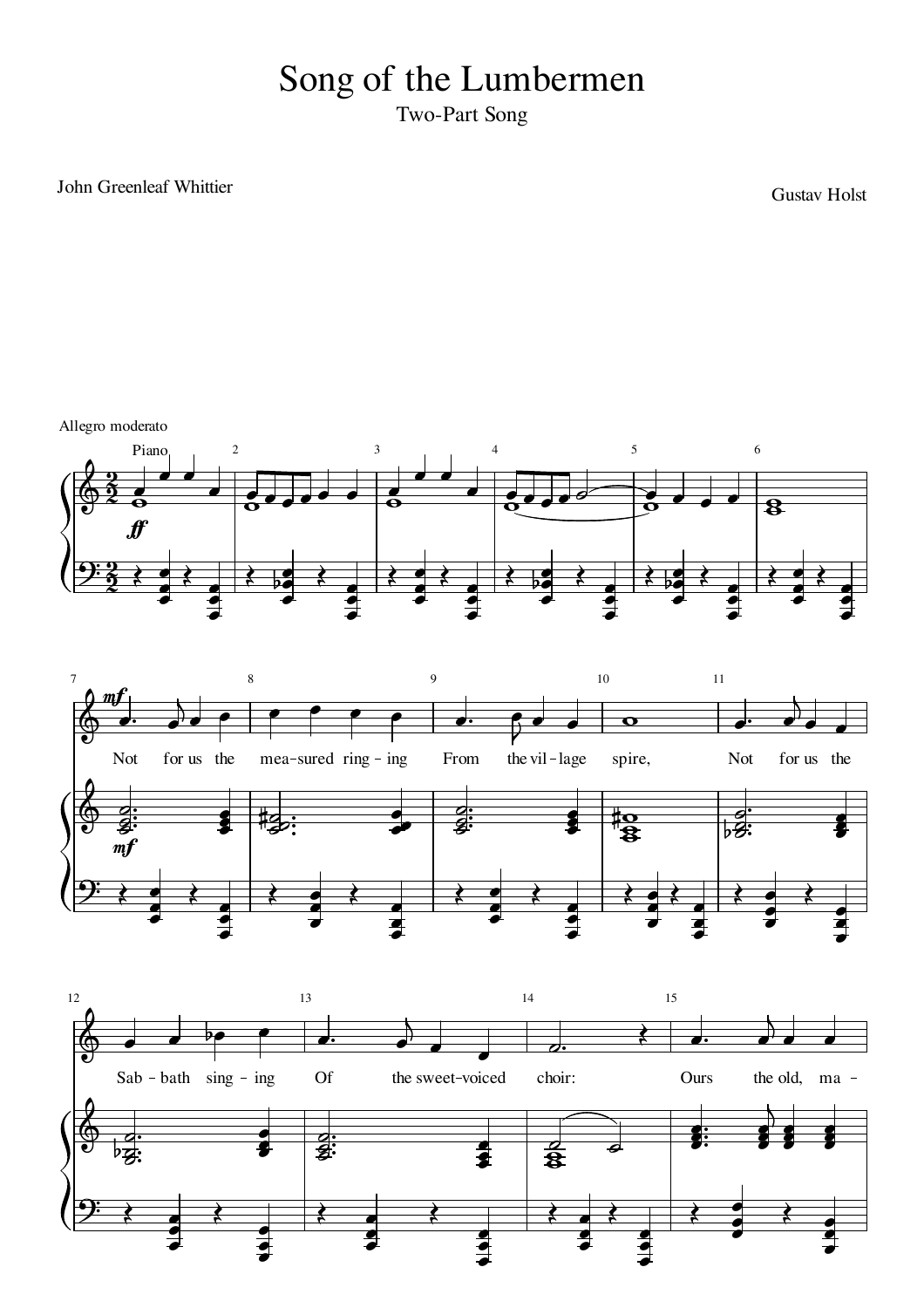# Song of the Lumbermen

Two-Part Song

John Greenleaf Whittier

Gustav Holst

Allegro moderato

Not for us the mea-sured ring-ing From the vil-lage spire, Not for us the Sab-bath sing-ing Of the sweet-voiced choir: Ours the old, ma-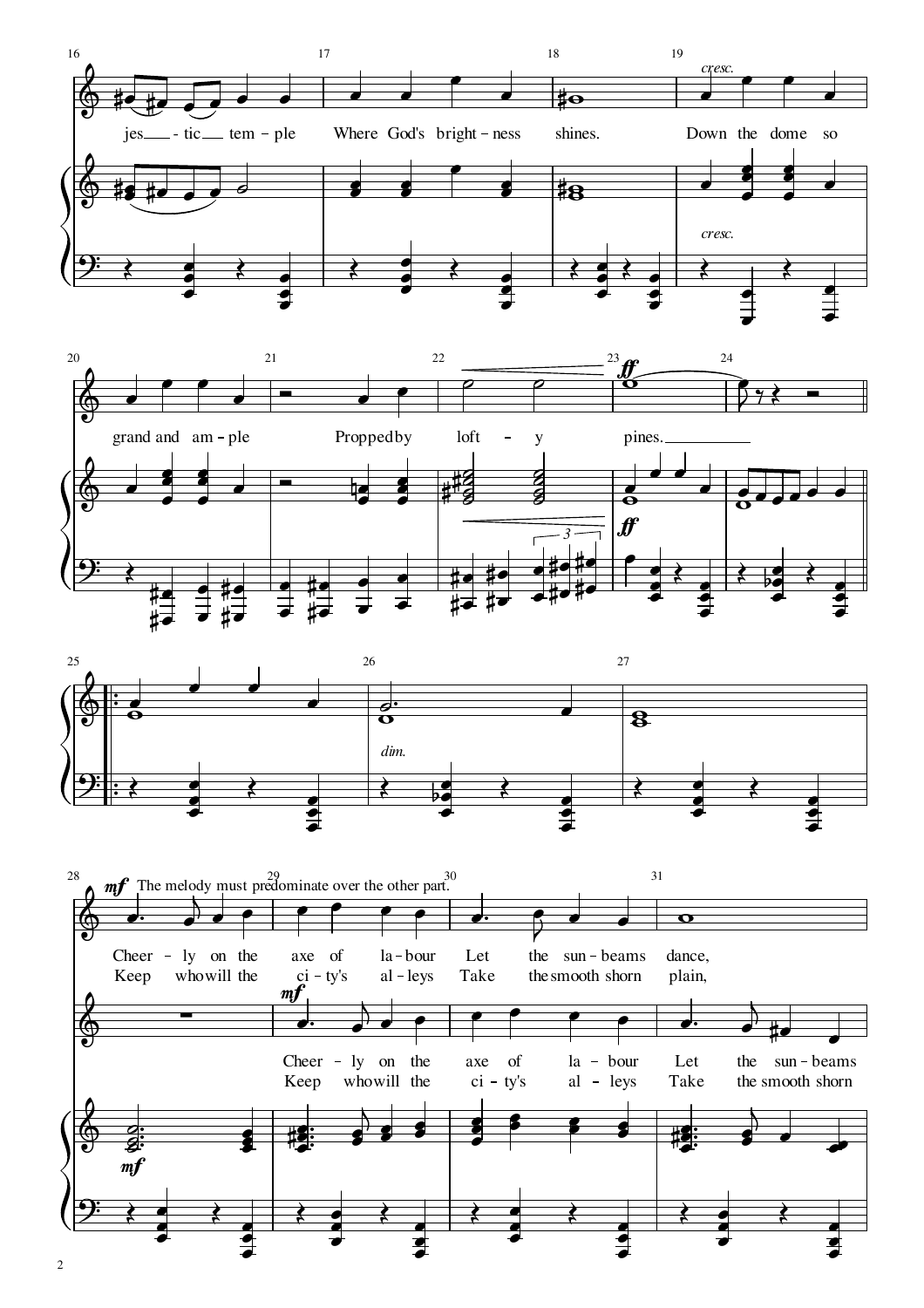16 17 18 19

*cresc.*

jes - tic tem - ple Where God's bright - ness shines. Down the dome so

*cresc.*

20 21 22 23 24

***ff***

grand and am - ple Propped by loft - y pines.

***ff***

25 26 27

*dim.*

28 29 30 31

***mf*** The melody must predominate over the other part.

Cheer - ly on the axe of la - bour Let the sun - beams dance,
Keep who will the ci - ty's al - leys Take the smooth shorn plain,

***mf***

Cheer - ly on the axe of la - bour Let the sun - beams
Keep who will the ci - ty's al - leys Take the smooth shorn

***mf***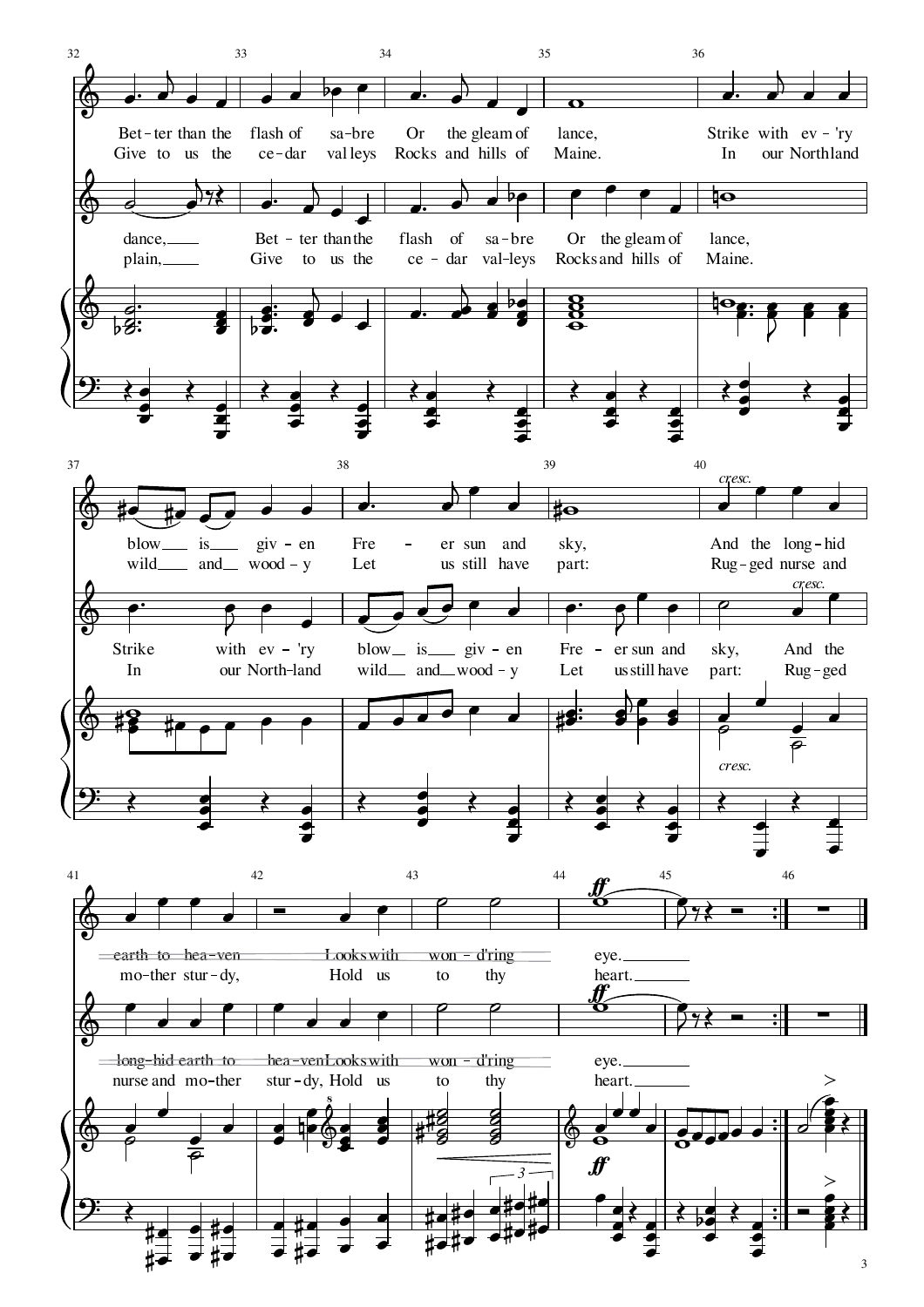Bet-ter than the flash of sa-bre Or the gleam of lance, Strike with ev-'ry blow is giv-en Fre-er sun and sky, And the long-hid earth to hea-ven Looks with won-d'ring eye.

Give to us the ce-dar val leys Rocks and hills of Maine. In our Northland wild and wood-y Let us still have part: Rug-ged nurse and mo-ther stur-dy, Hold us to thy heart.

dance, Bet-ter than the flash of sa-bre Or the gleam of lance, Strike with ev-'ry blow is giv-en Fre-er sun and sky, And the long-hid earth to hea-ven Looks with won-d'ring eye.

plain, Give to us the ce-dar val-leys Rocks and hills of Maine. In our North-land wild and wood-y Let us still have part: Rug-ged nurse and mo-ther stur-dy, Hold us to thy heart.